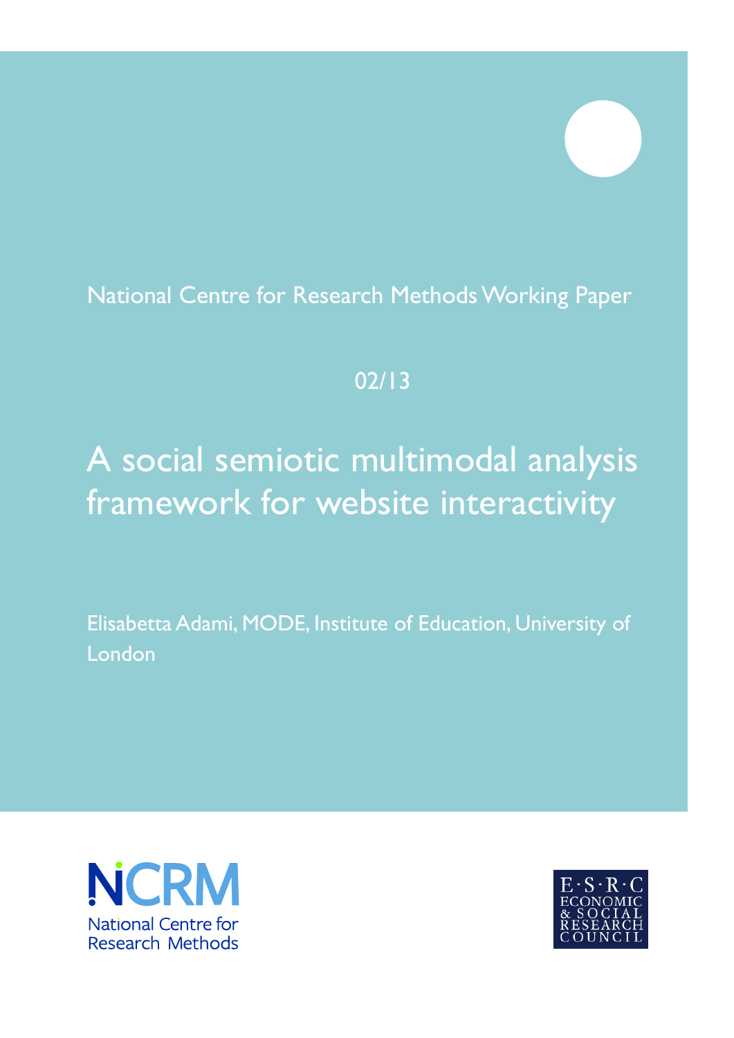National Centre for Research Methods Working Paper

02/13

# A social semiotic multimodal analysis framework for website interactivity

Elisabetta Adami, MODE, Institute of Education, University of London

NCRM
National Centre for Research Methods

E·S·R·C
ECONOMIC & SOCIAL RESEARCH COUNCIL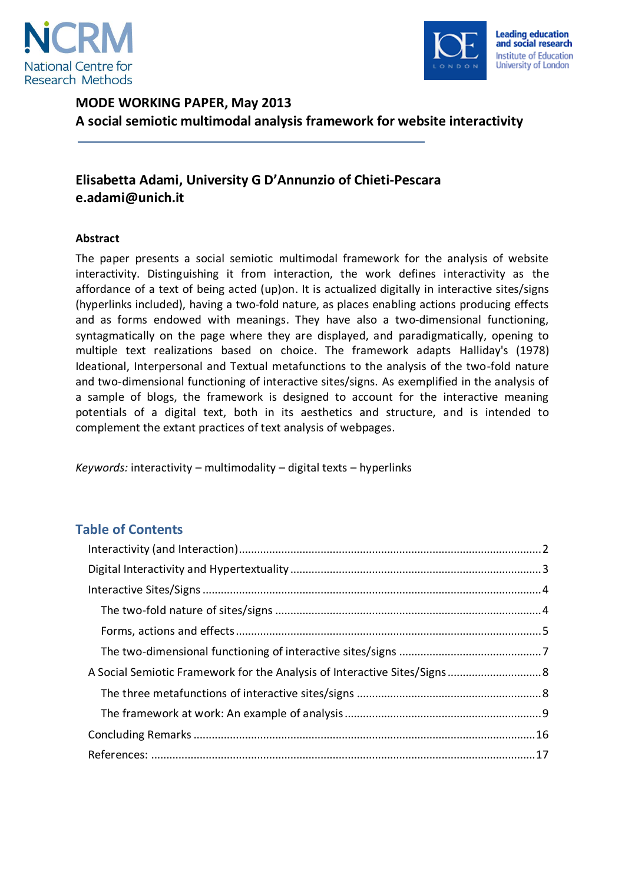MODE WORKING PAPER, May 2013

# A social semiotic multimodal analysis framework for website interactivity

**Elisabetta Adami, University G D'Annunzio of Chieti-Pescara**
**e.adami@unich.it**

**Abstract**

The paper presents a social semiotic multimodal framework for the analysis of website interactivity. Distinguishing it from interaction, the work defines interactivity as the affordance of a text of being acted (up)on. It is actualized digitally in interactive sites/signs (hyperlinks included), having a two-fold nature, as places enabling actions producing effects and as forms endowed with meanings. They have also a two-dimensional functioning, syntagmatically on the page where they are displayed, and paradigmatically, opening to multiple text realizations based on choice. The framework adapts Halliday's (1978) Ideational, Interpersonal and Textual metafunctions to the analysis of the two-fold nature and two-dimensional functioning of interactive sites/signs. As exemplified in the analysis of a sample of blogs, the framework is designed to account for the interactive meaning potentials of a digital text, both in its aesthetics and structure, and is intended to complement the extant practices of text analysis of webpages.

*Keywords:* interactivity – multimodality – digital texts – hyperlinks

## Table of Contents

- Interactivity (and Interaction) .......... 2
- Digital Interactivity and Hypertextuality .......... 3
- Interactive Sites/Signs .......... 4
  - The two-fold nature of sites/signs .......... 4
  - Forms, actions and effects .......... 5
  - The two-dimensional functioning of interactive sites/signs .......... 7
- A Social Semiotic Framework for the Analysis of Interactive Sites/Signs .......... 8
  - The three metafunctions of interactive sites/signs .......... 8
  - The framework at work: An example of analysis .......... 9
- Concluding Remarks .......... 16
- References: .......... 17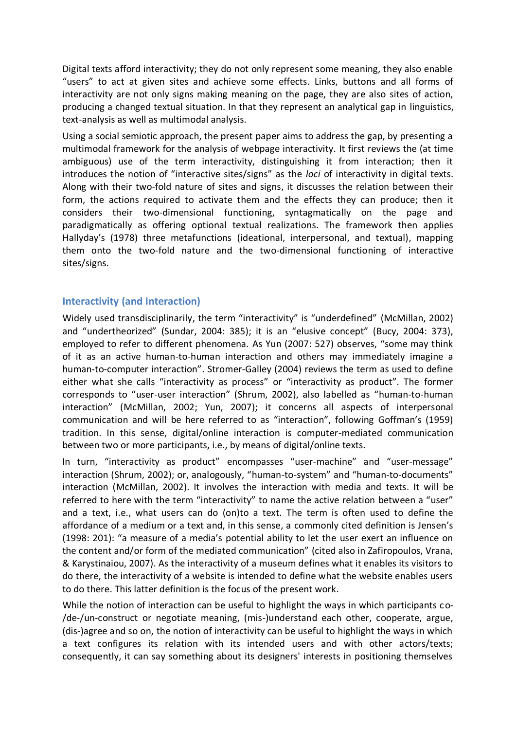Digital texts afford interactivity; they do not only represent some meaning, they also enable "users" to act at given sites and achieve some effects. Links, buttons and all forms of interactivity are not only signs making meaning on the page, they are also sites of action, producing a changed textual situation. In that they represent an analytical gap in linguistics, text-analysis as well as multimodal analysis.

Using a social semiotic approach, the present paper aims to address the gap, by presenting a multimodal framework for the analysis of webpage interactivity. It first reviews the (at time ambiguous) use of the term interactivity, distinguishing it from interaction; then it introduces the notion of "interactive sites/signs" as the *loci* of interactivity in digital texts. Along with their two-fold nature of sites and signs, it discusses the relation between their form, the actions required to activate them and the effects they can produce; then it considers their two-dimensional functioning, syntagmatically on the page and paradigmatically as offering optional textual realizations. The framework then applies Hallyday's (1978) three metafunctions (ideational, interpersonal, and textual), mapping them onto the two-fold nature and the two-dimensional functioning of interactive sites/signs.

## Interactivity (and Interaction)

Widely used transdisciplinarily, the term "interactivity" is "underdefined" (McMillan, 2002) and "undertheorized" (Sundar, 2004: 385); it is an "elusive concept" (Bucy, 2004: 373), employed to refer to different phenomena. As Yun (2007: 527) observes, "some may think of it as an active human-to-human interaction and others may immediately imagine a human-to-computer interaction". Stromer-Galley (2004) reviews the term as used to define either what she calls "interactivity as process" or "interactivity as product". The former corresponds to "user-user interaction" (Shrum, 2002), also labelled as "human-to-human interaction" (McMillan, 2002; Yun, 2007); it concerns all aspects of interpersonal communication and will be here referred to as "interaction", following Goffman's (1959) tradition. In this sense, digital/online interaction is computer-mediated communication between two or more participants, i.e., by means of digital/online texts.

In turn, "interactivity as product" encompasses "user-machine" and "user-message" interaction (Shrum, 2002); or, analogously, "human-to-system" and "human-to-documents" interaction (McMillan, 2002). It involves the interaction with media and texts. It will be referred to here with the term "interactivity" to name the active relation between a "user" and a text, i.e., what users can do (on)to a text. The term is often used to define the affordance of a medium or a text and, in this sense, a commonly cited definition is Jensen's (1998: 201): "a measure of a media's potential ability to let the user exert an influence on the content and/or form of the mediated communication" (cited also in Zafiropoulos, Vrana, & Karystinaiou, 2007). As the interactivity of a museum defines what it enables its visitors to do there, the interactivity of a website is intended to define what the website enables users to do there. This latter definition is the focus of the present work.

While the notion of interaction can be useful to highlight the ways in which participants co-/de-/un-construct or negotiate meaning, (mis-)understand each other, cooperate, argue, (dis-)agree and so on, the notion of interactivity can be useful to highlight the ways in which a text configures its relation with its intended users and with other actors/texts; consequently, it can say something about its designers' interests in positioning themselves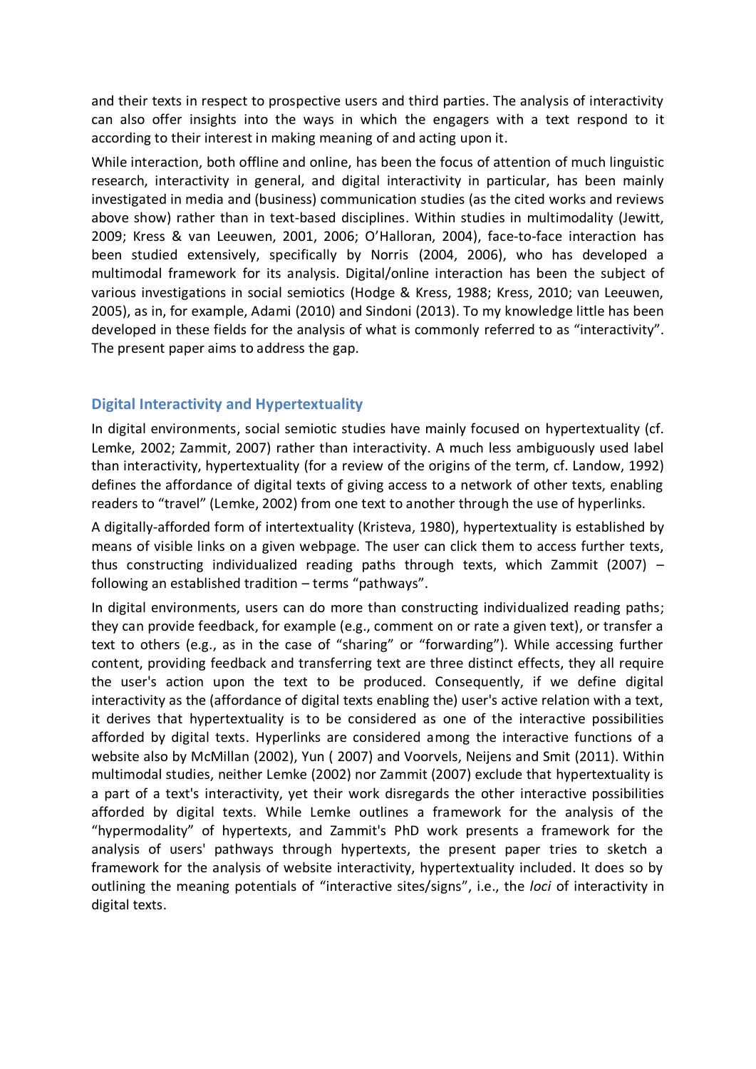and their texts in respect to prospective users and third parties. The analysis of interactivity can also offer insights into the ways in which the engagers with a text respond to it according to their interest in making meaning of and acting upon it.

While interaction, both offline and online, has been the focus of attention of much linguistic research, interactivity in general, and digital interactivity in particular, has been mainly investigated in media and (business) communication studies (as the cited works and reviews above show) rather than in text-based disciplines. Within studies in multimodality (Jewitt, 2009; Kress & van Leeuwen, 2001, 2006; O'Halloran, 2004), face-to-face interaction has been studied extensively, specifically by Norris (2004, 2006), who has developed a multimodal framework for its analysis. Digital/online interaction has been the subject of various investigations in social semiotics (Hodge & Kress, 1988; Kress, 2010; van Leeuwen, 2005), as in, for example, Adami (2010) and Sindoni (2013). To my knowledge little has been developed in these fields for the analysis of what is commonly referred to as "interactivity". The present paper aims to address the gap.

## Digital Interactivity and Hypertextuality

In digital environments, social semiotic studies have mainly focused on hypertextuality (cf. Lemke, 2002; Zammit, 2007) rather than interactivity. A much less ambiguously used label than interactivity, hypertextuality (for a review of the origins of the term, cf. Landow, 1992) defines the affordance of digital texts of giving access to a network of other texts, enabling readers to "travel" (Lemke, 2002) from one text to another through the use of hyperlinks.

A digitally-afforded form of intertextuality (Kristeva, 1980), hypertextuality is established by means of visible links on a given webpage. The user can click them to access further texts, thus constructing individualized reading paths through texts, which Zammit (2007) – following an established tradition – terms "pathways".

In digital environments, users can do more than constructing individualized reading paths; they can provide feedback, for example (e.g., comment on or rate a given text), or transfer a text to others (e.g., as in the case of "sharing" or "forwarding"). While accessing further content, providing feedback and transferring text are three distinct effects, they all require the user's action upon the text to be produced. Consequently, if we define digital interactivity as the (affordance of digital texts enabling the) user's active relation with a text, it derives that hypertextuality is to be considered as one of the interactive possibilities afforded by digital texts. Hyperlinks are considered among the interactive functions of a website also by McMillan (2002), Yun ( 2007) and Voorvels, Neijens and Smit (2011). Within multimodal studies, neither Lemke (2002) nor Zammit (2007) exclude that hypertextuality is a part of a text's interactivity, yet their work disregards the other interactive possibilities afforded by digital texts. While Lemke outlines a framework for the analysis of the "hypermodality" of hypertexts, and Zammit's PhD work presents a framework for the analysis of users' pathways through hypertexts, the present paper tries to sketch a framework for the analysis of website interactivity, hypertextuality included. It does so by outlining the meaning potentials of "interactive sites/signs", i.e., the *loci* of interactivity in digital texts.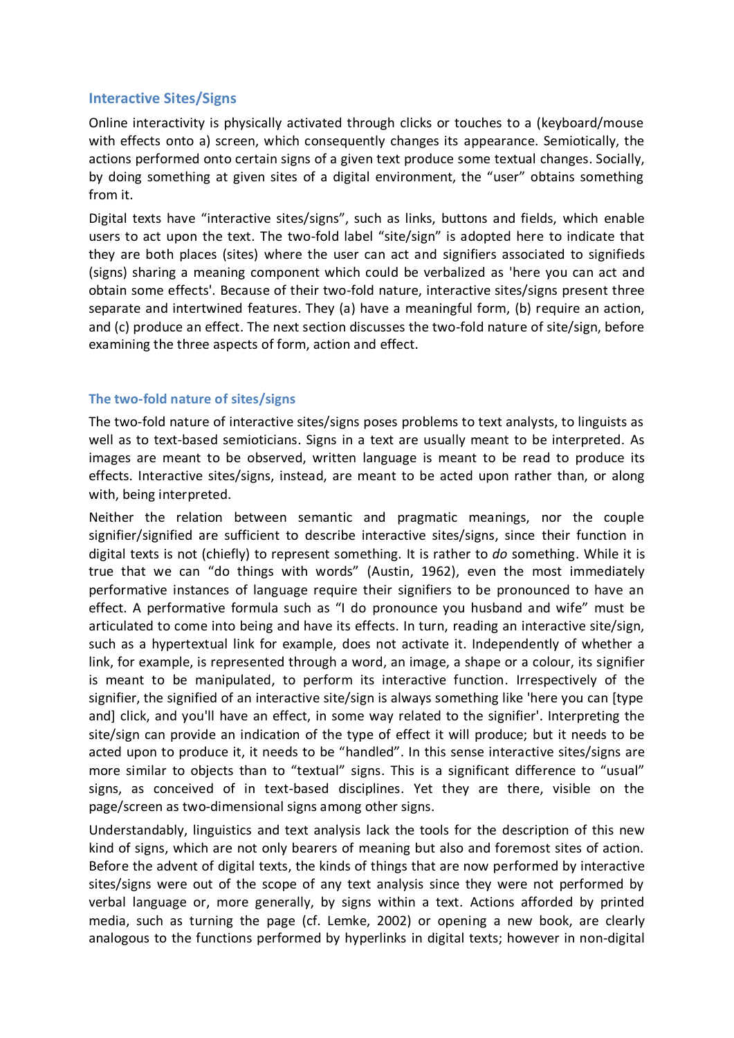## Interactive Sites/Signs

Online interactivity is physically activated through clicks or touches to a (keyboard/mouse with effects onto a) screen, which consequently changes its appearance. Semiotically, the actions performed onto certain signs of a given text produce some textual changes. Socially, by doing something at given sites of a digital environment, the "user" obtains something from it.

Digital texts have "interactive sites/signs", such as links, buttons and fields, which enable users to act upon the text. The two-fold label "site/sign" is adopted here to indicate that they are both places (sites) where the user can act and signifiers associated to signifieds (signs) sharing a meaning component which could be verbalized as 'here you can act and obtain some effects'. Because of their two-fold nature, interactive sites/signs present three separate and intertwined features. They (a) have a meaningful form, (b) require an action, and (c) produce an effect. The next section discusses the two-fold nature of site/sign, before examining the three aspects of form, action and effect.

### The two-fold nature of sites/signs

The two-fold nature of interactive sites/signs poses problems to text analysts, to linguists as well as to text-based semioticians. Signs in a text are usually meant to be interpreted. As images are meant to be observed, written language is meant to be read to produce its effects. Interactive sites/signs, instead, are meant to be acted upon rather than, or along with, being interpreted.

Neither the relation between semantic and pragmatic meanings, nor the couple signifier/signified are sufficient to describe interactive sites/signs, since their function in digital texts is not (chiefly) to represent something. It is rather to *do* something. While it is true that we can "do things with words" (Austin, 1962), even the most immediately performative instances of language require their signifiers to be pronounced to have an effect. A performative formula such as "I do pronounce you husband and wife" must be articulated to come into being and have its effects. In turn, reading an interactive site/sign, such as a hypertextual link for example, does not activate it. Independently of whether a link, for example, is represented through a word, an image, a shape or a colour, its signifier is meant to be manipulated, to perform its interactive function. Irrespectively of the signifier, the signified of an interactive site/sign is always something like 'here you can [type and] click, and you'll have an effect, in some way related to the signifier'. Interpreting the site/sign can provide an indication of the type of effect it will produce; but it needs to be acted upon to produce it, it needs to be "handled". In this sense interactive sites/signs are more similar to objects than to "textual" signs. This is a significant difference to "usual" signs, as conceived of in text-based disciplines. Yet they are there, visible on the page/screen as two-dimensional signs among other signs.

Understandably, linguistics and text analysis lack the tools for the description of this new kind of signs, which are not only bearers of meaning but also and foremost sites of action. Before the advent of digital texts, the kinds of things that are now performed by interactive sites/signs were out of the scope of any text analysis since they were not performed by verbal language or, more generally, by signs within a text. Actions afforded by printed media, such as turning the page (cf. Lemke, 2002) or opening a new book, are clearly analogous to the functions performed by hyperlinks in digital texts; however in non-digital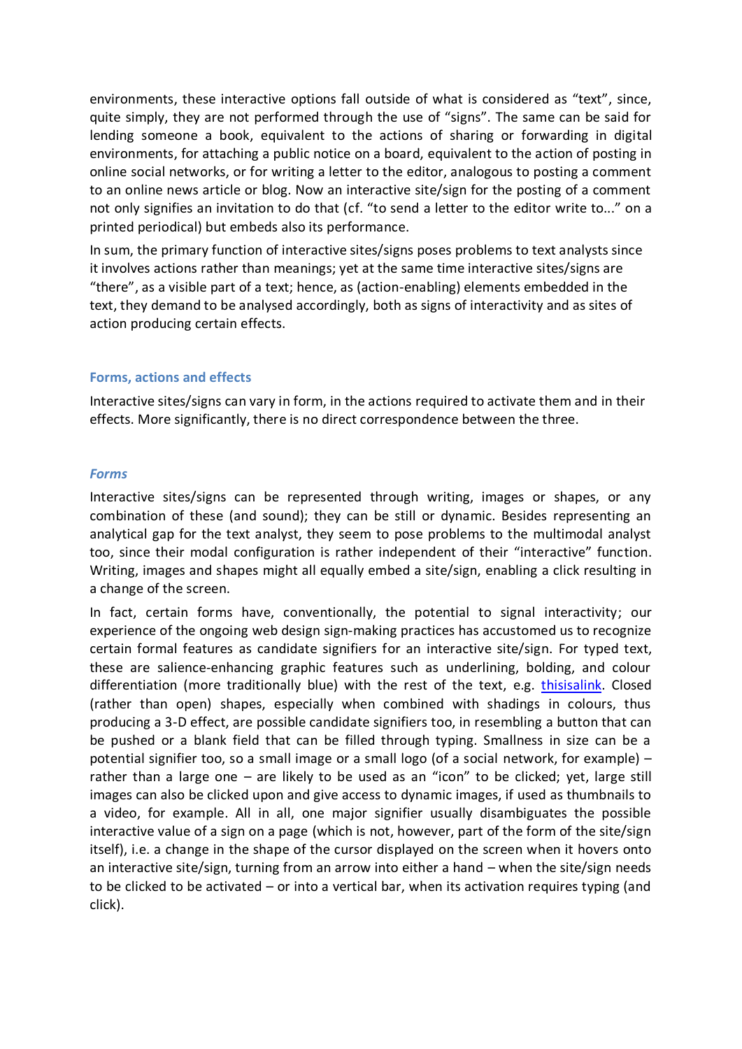environments, these interactive options fall outside of what is considered as "text", since, quite simply, they are not performed through the use of "signs". The same can be said for lending someone a book, equivalent to the actions of sharing or forwarding in digital environments, for attaching a public notice on a board, equivalent to the action of posting in online social networks, or for writing a letter to the editor, analogous to posting a comment to an online news article or blog. Now an interactive site/sign for the posting of a comment not only signifies an invitation to do that (cf. "to send a letter to the editor write to..." on a printed periodical) but embeds also its performance.

In sum, the primary function of interactive sites/signs poses problems to text analysts since it involves actions rather than meanings; yet at the same time interactive sites/signs are "there", as a visible part of a text; hence, as (action-enabling) elements embedded in the text, they demand to be analysed accordingly, both as signs of interactivity and as sites of action producing certain effects.

## Forms, actions and effects

Interactive sites/signs can vary in form, in the actions required to activate them and in their effects. More significantly, there is no direct correspondence between the three.

### *Forms*

Interactive sites/signs can be represented through writing, images or shapes, or any combination of these (and sound); they can be still or dynamic. Besides representing an analytical gap for the text analyst, they seem to pose problems to the multimodal analyst too, since their modal configuration is rather independent of their "interactive" function. Writing, images and shapes might all equally embed a site/sign, enabling a click resulting in a change of the screen.

In fact, certain forms have, conventionally, the potential to signal interactivity; our experience of the ongoing web design sign-making practices has accustomed us to recognize certain formal features as candidate signifiers for an interactive site/sign. For typed text, these are salience-enhancing graphic features such as underlining, bolding, and colour differentiation (more traditionally blue) with the rest of the text, e.g. thisisalink. Closed (rather than open) shapes, especially when combined with shadings in colours, thus producing a 3-D effect, are possible candidate signifiers too, in resembling a button that can be pushed or a blank field that can be filled through typing. Smallness in size can be a potential signifier too, so a small image or a small logo (of a social network, for example) – rather than a large one – are likely to be used as an "icon" to be clicked; yet, large still images can also be clicked upon and give access to dynamic images, if used as thumbnails to a video, for example. All in all, one major signifier usually disambiguates the possible interactive value of a sign on a page (which is not, however, part of the form of the site/sign itself), i.e. a change in the shape of the cursor displayed on the screen when it hovers onto an interactive site/sign, turning from an arrow into either a hand – when the site/sign needs to be clicked to be activated – or into a vertical bar, when its activation requires typing (and click).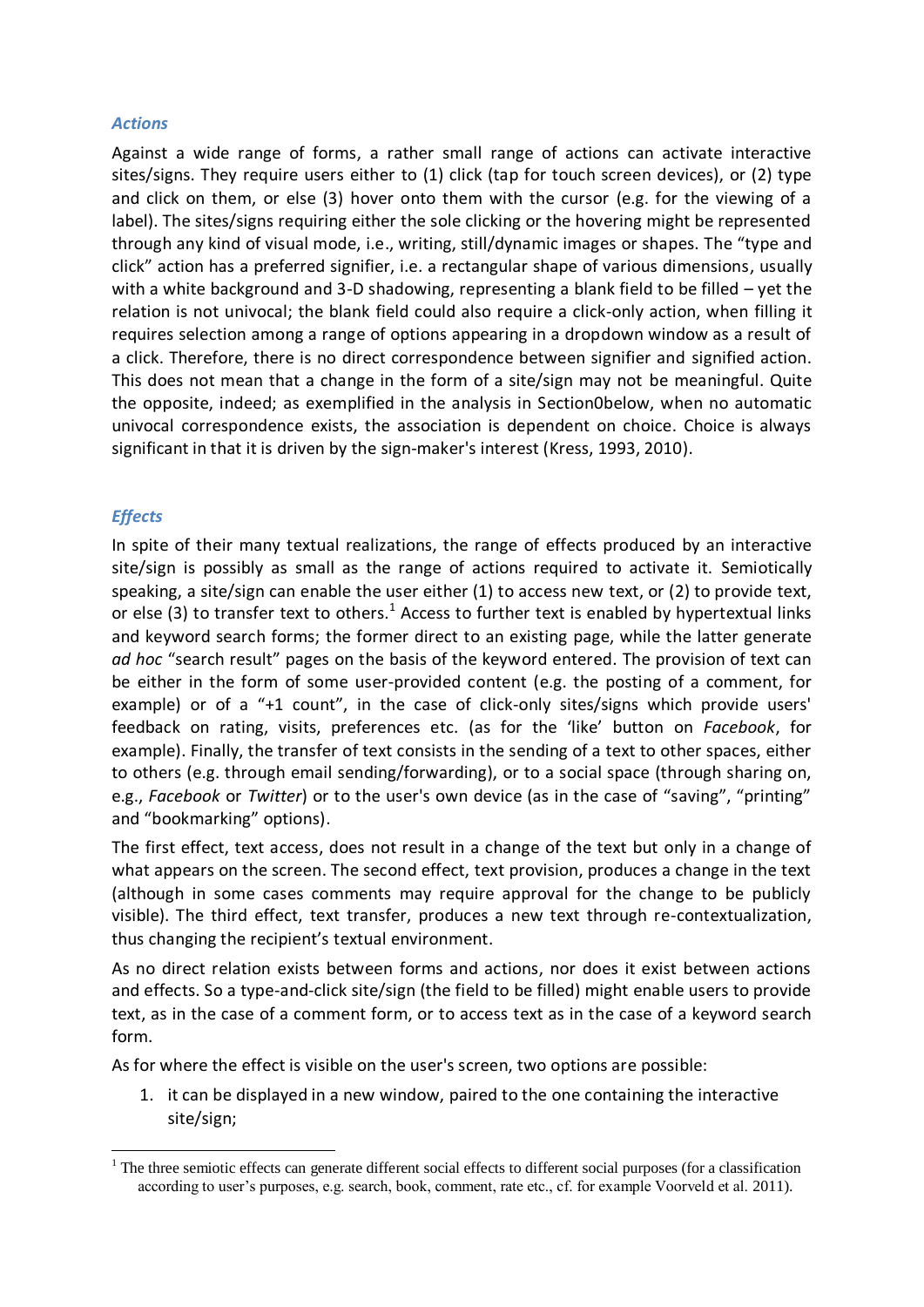### *Actions*

Against a wide range of forms, a rather small range of actions can activate interactive sites/signs. They require users either to (1) click (tap for touch screen devices), or (2) type and click on them, or else (3) hover onto them with the cursor (e.g. for the viewing of a label). The sites/signs requiring either the sole clicking or the hovering might be represented through any kind of visual mode, i.e., writing, still/dynamic images or shapes. The "type and click" action has a preferred signifier, i.e. a rectangular shape of various dimensions, usually with a white background and 3-D shadowing, representing a blank field to be filled – yet the relation is not univocal; the blank field could also require a click-only action, when filling it requires selection among a range of options appearing in a dropdown window as a result of a click. Therefore, there is no direct correspondence between signifier and signified action. This does not mean that a change in the form of a site/sign may not be meaningful. Quite the opposite, indeed; as exemplified in the analysis in Section0below, when no automatic univocal correspondence exists, the association is dependent on choice. Choice is always significant in that it is driven by the sign-maker's interest (Kress, 1993, 2010).

### *Effects*

In spite of their many textual realizations, the range of effects produced by an interactive site/sign is possibly as small as the range of actions required to activate it. Semiotically speaking, a site/sign can enable the user either (1) to access new text, or (2) to provide text, or else (3) to transfer text to others.[1] Access to further text is enabled by hypertextual links and keyword search forms; the former direct to an existing page, while the latter generate *ad hoc* "search result" pages on the basis of the keyword entered. The provision of text can be either in the form of some user-provided content (e.g. the posting of a comment, for example) or of a "+1 count", in the case of click-only sites/signs which provide users' feedback on rating, visits, preferences etc. (as for the 'like' button on *Facebook*, for example). Finally, the transfer of text consists in the sending of a text to other spaces, either to others (e.g. through email sending/forwarding), or to a social space (through sharing on, e.g., *Facebook* or *Twitter*) or to the user's own device (as in the case of "saving", "printing" and "bookmarking" options).

The first effect, text access, does not result in a change of the text but only in a change of what appears on the screen. The second effect, text provision, produces a change in the text (although in some cases comments may require approval for the change to be publicly visible). The third effect, text transfer, produces a new text through re-contextualization, thus changing the recipient's textual environment.

As no direct relation exists between forms and actions, nor does it exist between actions and effects. So a type-and-click site/sign (the field to be filled) might enable users to provide text, as in the case of a comment form, or to access text as in the case of a keyword search form.

As for where the effect is visible on the user's screen, two options are possible:

1. it can be displayed in a new window, paired to the one containing the interactive site/sign;

[1] The three semiotic effects can generate different social effects to different social purposes (for a classification according to user's purposes, e.g. search, book, comment, rate etc., cf. for example Voorveld et al. 2011).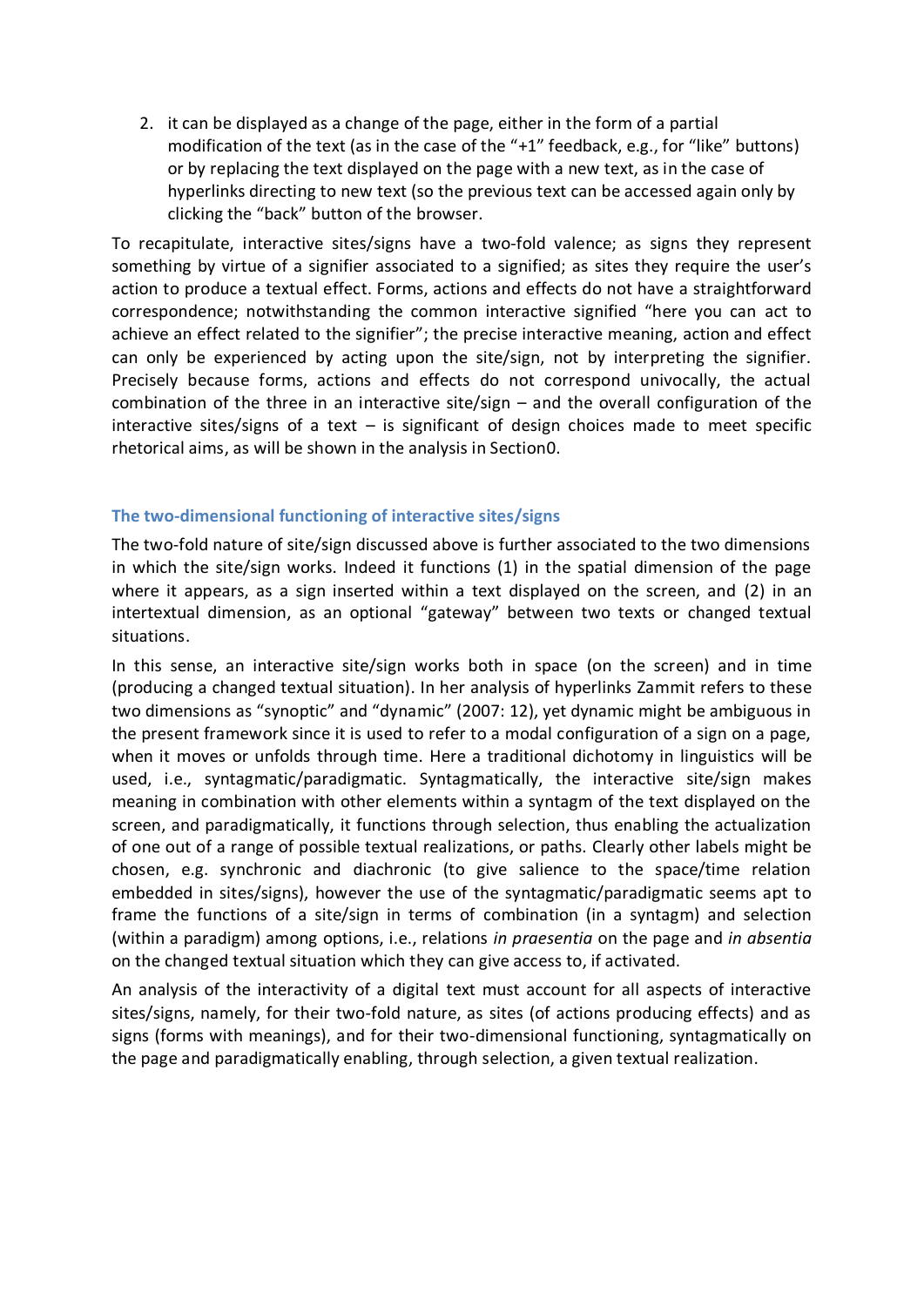2. it can be displayed as a change of the page, either in the form of a partial modification of the text (as in the case of the "+1" feedback, e.g., for "like" buttons) or by replacing the text displayed on the page with a new text, as in the case of hyperlinks directing to new text (so the previous text can be accessed again only by clicking the "back" button of the browser.

To recapitulate, interactive sites/signs have a two-fold valence; as signs they represent something by virtue of a signifier associated to a signified; as sites they require the user's action to produce a textual effect. Forms, actions and effects do not have a straightforward correspondence; notwithstanding the common interactive signified "here you can act to achieve an effect related to the signifier"; the precise interactive meaning, action and effect can only be experienced by acting upon the site/sign, not by interpreting the signifier. Precisely because forms, actions and effects do not correspond univocally, the actual combination of the three in an interactive site/sign – and the overall configuration of the interactive sites/signs of a text – is significant of design choices made to meet specific rhetorical aims, as will be shown in the analysis in Section0.

## The two-dimensional functioning of interactive sites/signs

The two-fold nature of site/sign discussed above is further associated to the two dimensions in which the site/sign works. Indeed it functions (1) in the spatial dimension of the page where it appears, as a sign inserted within a text displayed on the screen, and (2) in an intertextual dimension, as an optional "gateway" between two texts or changed textual situations.

In this sense, an interactive site/sign works both in space (on the screen) and in time (producing a changed textual situation). In her analysis of hyperlinks Zammit refers to these two dimensions as "synoptic" and "dynamic" (2007: 12), yet dynamic might be ambiguous in the present framework since it is used to refer to a modal configuration of a sign on a page, when it moves or unfolds through time. Here a traditional dichotomy in linguistics will be used, i.e., syntagmatic/paradigmatic. Syntagmatically, the interactive site/sign makes meaning in combination with other elements within a syntagm of the text displayed on the screen, and paradigmatically, it functions through selection, thus enabling the actualization of one out of a range of possible textual realizations, or paths. Clearly other labels might be chosen, e.g. synchronic and diachronic (to give salience to the space/time relation embedded in sites/signs), however the use of the syntagmatic/paradigmatic seems apt to frame the functions of a site/sign in terms of combination (in a syntagm) and selection (within a paradigm) among options, i.e., relations *in praesentia* on the page and *in absentia* on the changed textual situation which they can give access to, if activated.

An analysis of the interactivity of a digital text must account for all aspects of interactive sites/signs, namely, for their two-fold nature, as sites (of actions producing effects) and as signs (forms with meanings), and for their two-dimensional functioning, syntagmatically on the page and paradigmatically enabling, through selection, a given textual realization.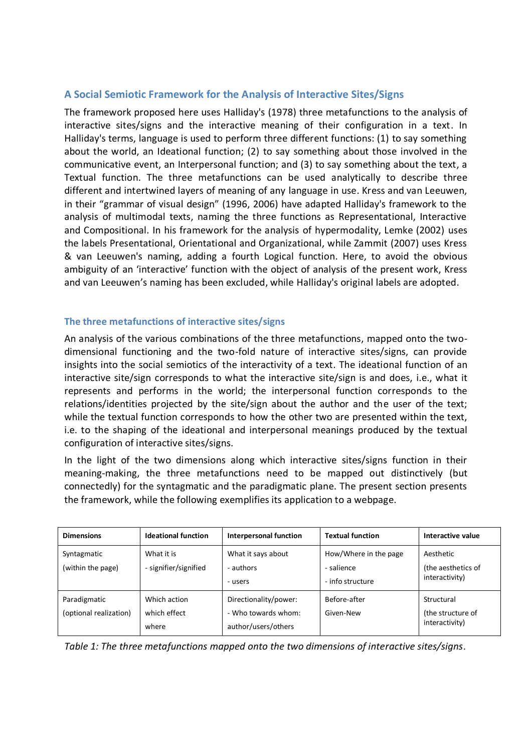## A Social Semiotic Framework for the Analysis of Interactive Sites/Signs

The framework proposed here uses Halliday's (1978) three metafunctions to the analysis of interactive sites/signs and the interactive meaning of their configuration in a text. In Halliday's terms, language is used to perform three different functions: (1) to say something about the world, an Ideational function; (2) to say something about those involved in the communicative event, an Interpersonal function; and (3) to say something about the text, a Textual function. The three metafunctions can be used analytically to describe three different and intertwined layers of meaning of any language in use. Kress and van Leeuwen, in their "grammar of visual design" (1996, 2006) have adapted Halliday's framework to the analysis of multimodal texts, naming the three functions as Representational, Interactive and Compositional. In his framework for the analysis of hypermodality, Lemke (2002) uses the labels Presentational, Orientational and Organizational, while Zammit (2007) uses Kress & van Leeuwen's naming, adding a fourth Logical function. Here, to avoid the obvious ambiguity of an 'interactive' function with the object of analysis of the present work, Kress and van Leeuwen's naming has been excluded, while Halliday's original labels are adopted.

### The three metafunctions of interactive sites/signs

An analysis of the various combinations of the three metafunctions, mapped onto the two-dimensional functioning and the two-fold nature of interactive sites/signs, can provide insights into the social semiotics of the interactivity of a text. The ideational function of an interactive site/sign corresponds to what the interactive site/sign is and does, i.e., what it represents and performs in the world; the interpersonal function corresponds to the relations/identities projected by the site/sign about the author and the user of the text; while the textual function corresponds to how the other two are presented within the text, i.e. to the shaping of the ideational and interpersonal meanings produced by the textual configuration of interactive sites/signs.

In the light of the two dimensions along which interactive sites/signs function in their meaning-making, the three metafunctions need to be mapped out distinctively (but connectedly) for the syntagmatic and the paradigmatic plane. The present section presents the framework, while the following exemplifies its application to a webpage.

| Dimensions | Ideational function | Interpersonal function | Textual function | Interactive value |
|---|---|---|---|---|
| Syntagmatic<br>(within the page) | What it is<br>- signifier/signified | What it says about<br>- authors<br>- users | How/Where in the page<br>- salience<br>- info structure | Aesthetic<br>(the aesthetics of interactivity) |
| Paradigmatic<br>(optional realization) | Which action<br>which effect<br>where | Directionality/power:<br>- Who towards whom:<br>author/users/others | Before-after<br>Given-New | Structural<br>(the structure of interactivity) |

*Table 1: The three metafunctions mapped onto the two dimensions of interactive sites/signs.*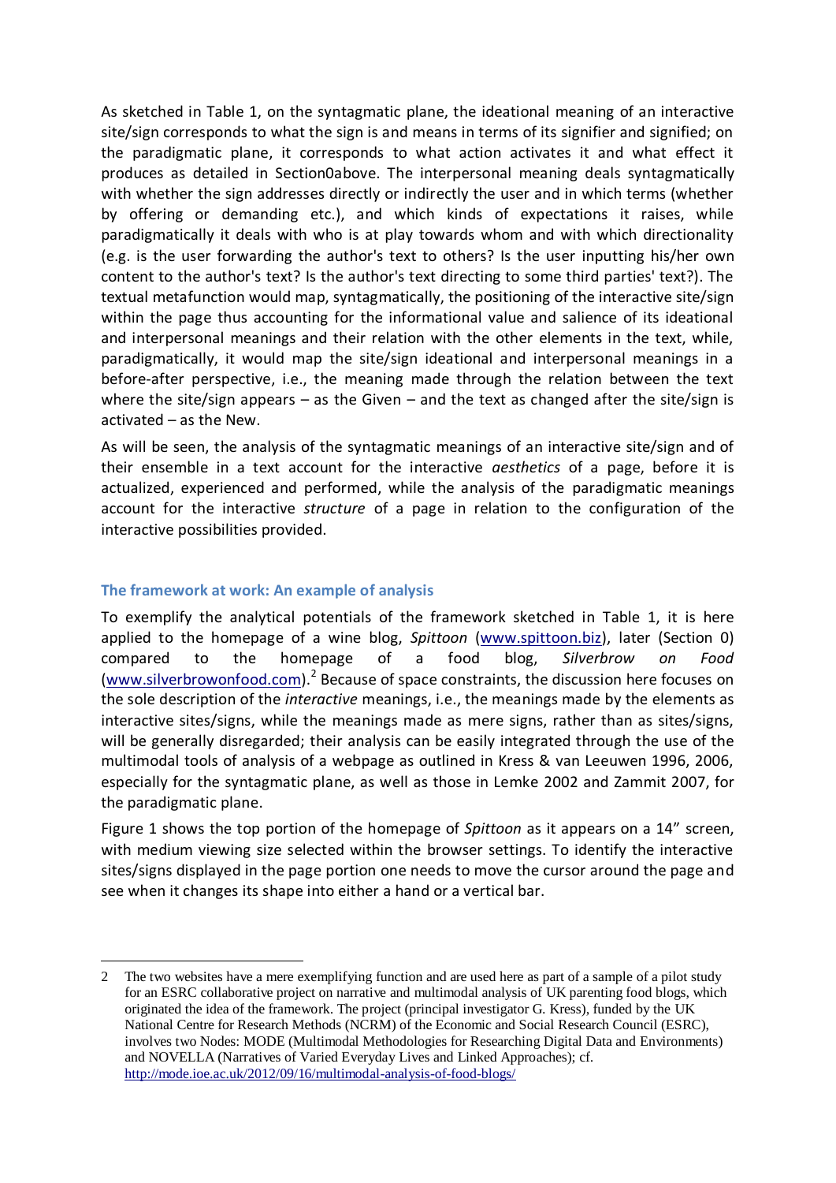As sketched in Table 1, on the syntagmatic plane, the ideational meaning of an interactive site/sign corresponds to what the sign is and means in terms of its signifier and signified; on the paradigmatic plane, it corresponds to what action activates it and what effect it produces as detailed in Section0above. The interpersonal meaning deals syntagmatically with whether the sign addresses directly or indirectly the user and in which terms (whether by offering or demanding etc.), and which kinds of expectations it raises, while paradigmatically it deals with who is at play towards whom and with which directionality (e.g. is the user forwarding the author's text to others? Is the user inputting his/her own content to the author's text? Is the author's text directing to some third parties' text?). The textual metafunction would map, syntagmatically, the positioning of the interactive site/sign within the page thus accounting for the informational value and salience of its ideational and interpersonal meanings and their relation with the other elements in the text, while, paradigmatically, it would map the site/sign ideational and interpersonal meanings in a before-after perspective, i.e., the meaning made through the relation between the text where the site/sign appears – as the Given – and the text as changed after the site/sign is activated – as the New.

As will be seen, the analysis of the syntagmatic meanings of an interactive site/sign and of their ensemble in a text account for the interactive *aesthetics* of a page, before it is actualized, experienced and performed, while the analysis of the paradigmatic meanings account for the interactive *structure* of a page in relation to the configuration of the interactive possibilities provided.

## The framework at work: An example of analysis

To exemplify the analytical potentials of the framework sketched in Table 1, it is here applied to the homepage of a wine blog, *Spittoon* (www.spittoon.biz), later (Section 0) compared to the homepage of a food blog, *Silverbrow on Food* (www.silverbrowonfood.com).[2] Because of space constraints, the discussion here focuses on the sole description of the *interactive* meanings, i.e., the meanings made by the elements as interactive sites/signs, while the meanings made as mere signs, rather than as sites/signs, will be generally disregarded; their analysis can be easily integrated through the use of the multimodal tools of analysis of a webpage as outlined in Kress & van Leeuwen 1996, 2006, especially for the syntagmatic plane, as well as those in Lemke 2002 and Zammit 2007, for the paradigmatic plane.

Figure 1 shows the top portion of the homepage of *Spittoon* as it appears on a 14" screen, with medium viewing size selected within the browser settings. To identify the interactive sites/signs displayed in the page portion one needs to move the cursor around the page and see when it changes its shape into either a hand or a vertical bar.

---

2 The two websites have a mere exemplifying function and are used here as part of a sample of a pilot study for an ESRC collaborative project on narrative and multimodal analysis of UK parenting food blogs, which originated the idea of the framework. The project (principal investigator G. Kress), funded by the UK National Centre for Research Methods (NCRM) of the Economic and Social Research Council (ESRC), involves two Nodes: MODE (Multimodal Methodologies for Researching Digital Data and Environments) and NOVELLA (Narratives of Varied Everyday Lives and Linked Approaches); cf. http://mode.ioe.ac.uk/2012/09/16/multimodal-analysis-of-food-blogs/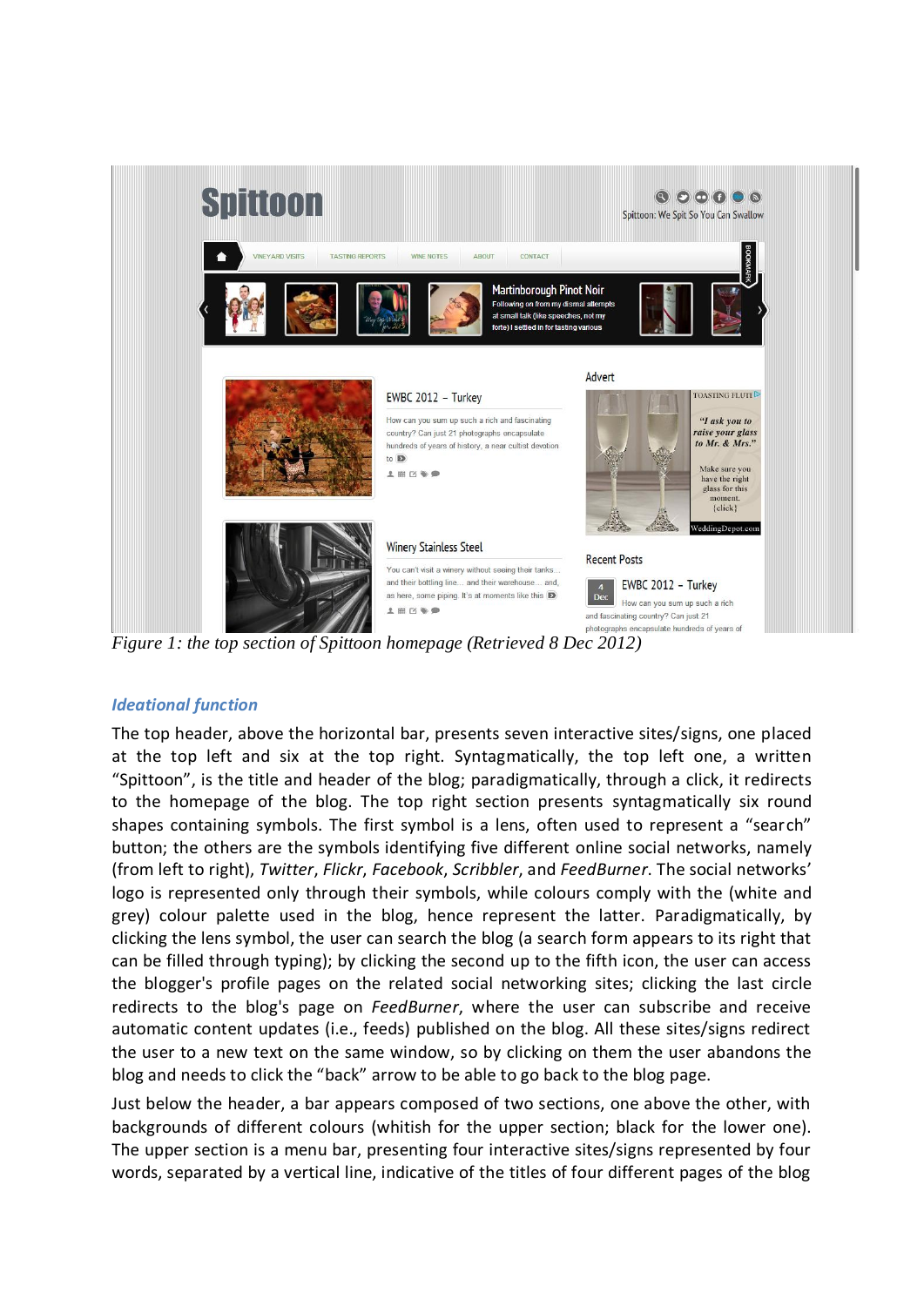*Figure 1: the top section of Spittoon homepage (Retrieved 8 Dec 2012)*

### *Ideational function*

The top header, above the horizontal bar, presents seven interactive sites/signs, one placed at the top left and six at the top right. Syntagmatically, the top left one, a written "Spittoon", is the title and header of the blog; paradigmatically, through a click, it redirects to the homepage of the blog. The top right section presents syntagmatically six round shapes containing symbols. The first symbol is a lens, often used to represent a "search" button; the others are the symbols identifying five different online social networks, namely (from left to right), *Twitter*, *Flickr*, *Facebook*, *Scribbler*, and *FeedBurner*. The social networks' logo is represented only through their symbols, while colours comply with the (white and grey) colour palette used in the blog, hence represent the latter. Paradigmatically, by clicking the lens symbol, the user can search the blog (a search form appears to its right that can be filled through typing); by clicking the second up to the fifth icon, the user can access the blogger's profile pages on the related social networking sites; clicking the last circle redirects to the blog's page on *FeedBurner*, where the user can subscribe and receive automatic content updates (i.e., feeds) published on the blog. All these sites/signs redirect the user to a new text on the same window, so by clicking on them the user abandons the blog and needs to click the "back" arrow to be able to go back to the blog page.

Just below the header, a bar appears composed of two sections, one above the other, with backgrounds of different colours (whitish for the upper section; black for the lower one). The upper section is a menu bar, presenting four interactive sites/signs represented by four words, separated by a vertical line, indicative of the titles of four different pages of the blog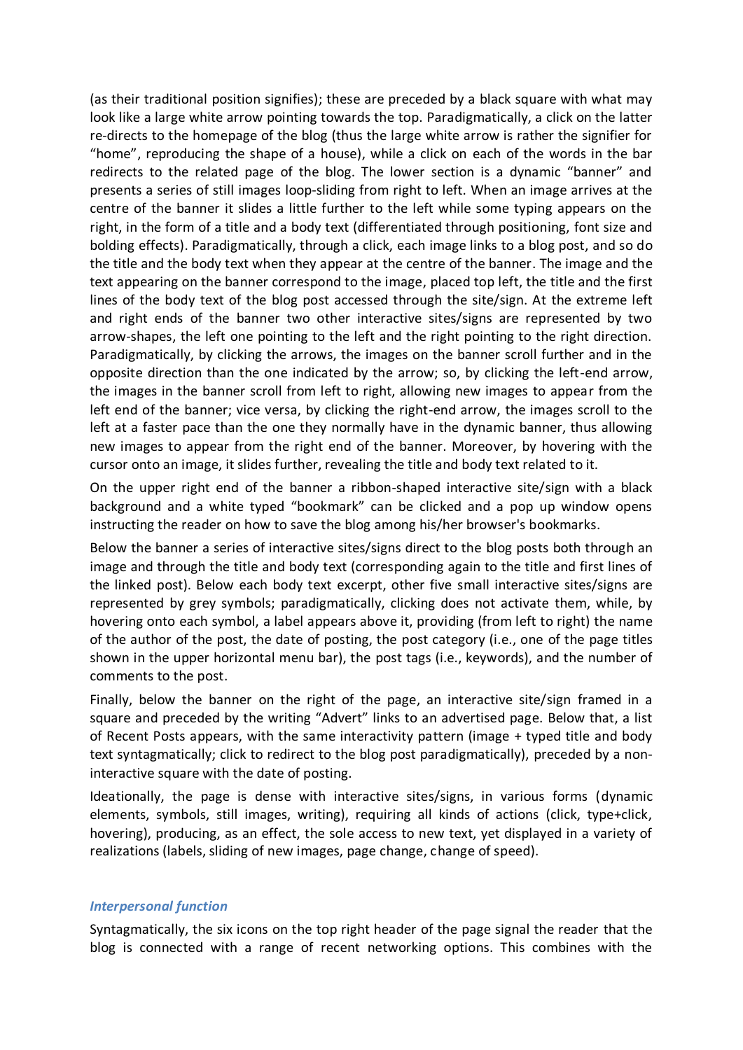(as their traditional position signifies); these are preceded by a black square with what may look like a large white arrow pointing towards the top. Paradigmatically, a click on the latter re-directs to the homepage of the blog (thus the large white arrow is rather the signifier for "home", reproducing the shape of a house), while a click on each of the words in the bar redirects to the related page of the blog. The lower section is a dynamic "banner" and presents a series of still images loop-sliding from right to left. When an image arrives at the centre of the banner it slides a little further to the left while some typing appears on the right, in the form of a title and a body text (differentiated through positioning, font size and bolding effects). Paradigmatically, through a click, each image links to a blog post, and so do the title and the body text when they appear at the centre of the banner. The image and the text appearing on the banner correspond to the image, placed top left, the title and the first lines of the body text of the blog post accessed through the site/sign. At the extreme left and right ends of the banner two other interactive sites/signs are represented by two arrow-shapes, the left one pointing to the left and the right pointing to the right direction. Paradigmatically, by clicking the arrows, the images on the banner scroll further and in the opposite direction than the one indicated by the arrow; so, by clicking the left-end arrow, the images in the banner scroll from left to right, allowing new images to appear from the left end of the banner; vice versa, by clicking the right-end arrow, the images scroll to the left at a faster pace than the one they normally have in the dynamic banner, thus allowing new images to appear from the right end of the banner. Moreover, by hovering with the cursor onto an image, it slides further, revealing the title and body text related to it.

On the upper right end of the banner a ribbon-shaped interactive site/sign with a black background and a white typed "bookmark" can be clicked and a pop up window opens instructing the reader on how to save the blog among his/her browser's bookmarks.

Below the banner a series of interactive sites/signs direct to the blog posts both through an image and through the title and body text (corresponding again to the title and first lines of the linked post). Below each body text excerpt, other five small interactive sites/signs are represented by grey symbols; paradigmatically, clicking does not activate them, while, by hovering onto each symbol, a label appears above it, providing (from left to right) the name of the author of the post, the date of posting, the post category (i.e., one of the page titles shown in the upper horizontal menu bar), the post tags (i.e., keywords), and the number of comments to the post.

Finally, below the banner on the right of the page, an interactive site/sign framed in a square and preceded by the writing "Advert" links to an advertised page. Below that, a list of Recent Posts appears, with the same interactivity pattern (image + typed title and body text syntagmatically; click to redirect to the blog post paradigmatically), preceded by a non-interactive square with the date of posting.

Ideationally, the page is dense with interactive sites/signs, in various forms (dynamic elements, symbols, still images, writing), requiring all kinds of actions (click, type+click, hovering), producing, as an effect, the sole access to new text, yet displayed in a variety of realizations (labels, sliding of new images, page change, change of speed).

### *Interpersonal function*

Syntagmatically, the six icons on the top right header of the page signal the reader that the blog is connected with a range of recent networking options. This combines with the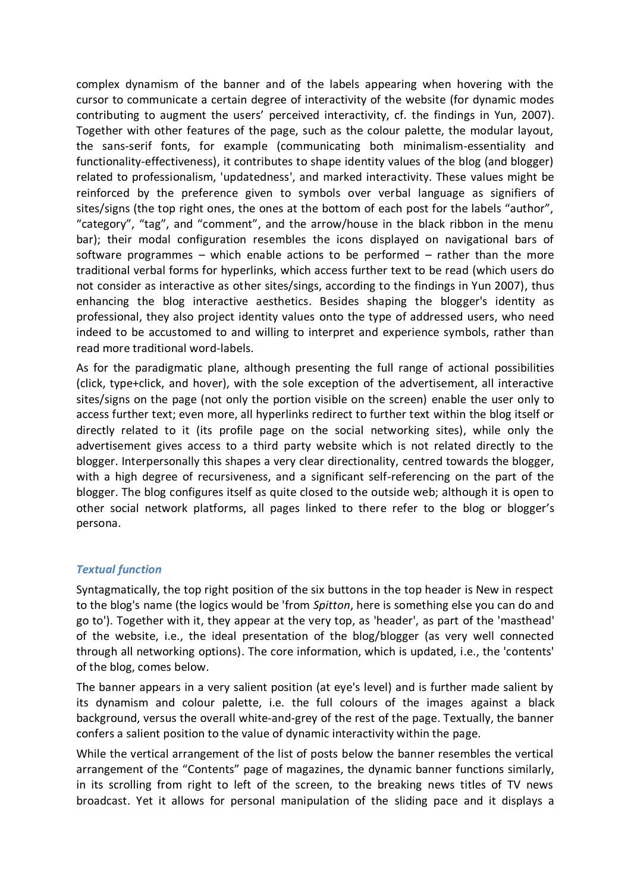complex dynamism of the banner and of the labels appearing when hovering with the cursor to communicate a certain degree of interactivity of the website (for dynamic modes contributing to augment the users' perceived interactivity, cf. the findings in Yun, 2007). Together with other features of the page, such as the colour palette, the modular layout, the sans-serif fonts, for example (communicating both minimalism-essentiality and functionality-effectiveness), it contributes to shape identity values of the blog (and blogger) related to professionalism, 'updatedness', and marked interactivity. These values might be reinforced by the preference given to symbols over verbal language as signifiers of sites/signs (the top right ones, the ones at the bottom of each post for the labels "author", "category", "tag", and "comment", and the arrow/house in the black ribbon in the menu bar); their modal configuration resembles the icons displayed on navigational bars of software programmes – which enable actions to be performed – rather than the more traditional verbal forms for hyperlinks, which access further text to be read (which users do not consider as interactive as other sites/sings, according to the findings in Yun 2007), thus enhancing the blog interactive aesthetics. Besides shaping the blogger's identity as professional, they also project identity values onto the type of addressed users, who need indeed to be accustomed to and willing to interpret and experience symbols, rather than read more traditional word-labels.

As for the paradigmatic plane, although presenting the full range of actional possibilities (click, type+click, and hover), with the sole exception of the advertisement, all interactive sites/signs on the page (not only the portion visible on the screen) enable the user only to access further text; even more, all hyperlinks redirect to further text within the blog itself or directly related to it (its profile page on the social networking sites), while only the advertisement gives access to a third party website which is not related directly to the blogger. Interpersonally this shapes a very clear directionality, centred towards the blogger, with a high degree of recursiveness, and a significant self-referencing on the part of the blogger. The blog configures itself as quite closed to the outside web; although it is open to other social network platforms, all pages linked to there refer to the blog or blogger's persona.

### *Textual function*

Syntagmatically, the top right position of the six buttons in the top header is New in respect to the blog's name (the logics would be 'from *Spitton*, here is something else you can do and go to'). Together with it, they appear at the very top, as 'header', as part of the 'masthead' of the website, i.e., the ideal presentation of the blog/blogger (as very well connected through all networking options). The core information, which is updated, i.e., the 'contents' of the blog, comes below.

The banner appears in a very salient position (at eye's level) and is further made salient by its dynamism and colour palette, i.e. the full colours of the images against a black background, versus the overall white-and-grey of the rest of the page. Textually, the banner confers a salient position to the value of dynamic interactivity within the page.

While the vertical arrangement of the list of posts below the banner resembles the vertical arrangement of the "Contents" page of magazines, the dynamic banner functions similarly, in its scrolling from right to left of the screen, to the breaking news titles of TV news broadcast. Yet it allows for personal manipulation of the sliding pace and it displays a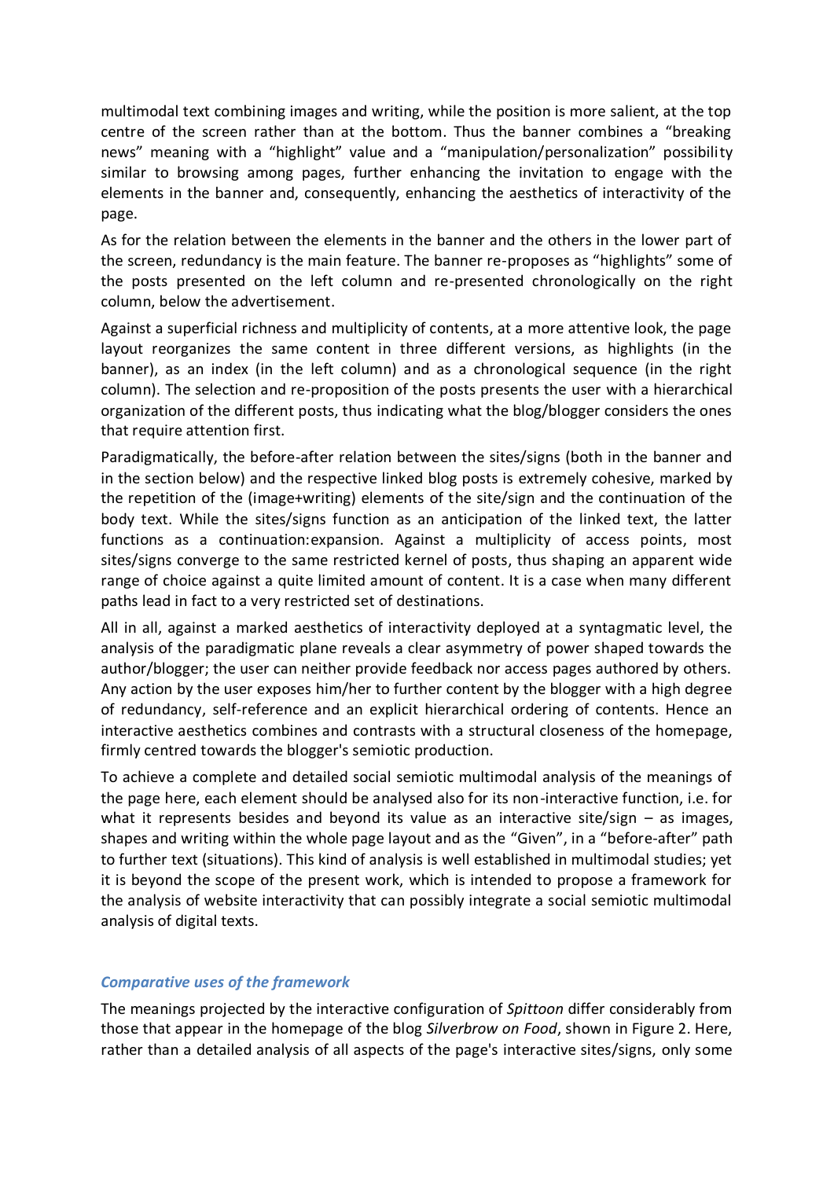multimodal text combining images and writing, while the position is more salient, at the top centre of the screen rather than at the bottom. Thus the banner combines a "breaking news" meaning with a "highlight" value and a "manipulation/personalization" possibility similar to browsing among pages, further enhancing the invitation to engage with the elements in the banner and, consequently, enhancing the aesthetics of interactivity of the page.

As for the relation between the elements in the banner and the others in the lower part of the screen, redundancy is the main feature. The banner re-proposes as "highlights" some of the posts presented on the left column and re-presented chronologically on the right column, below the advertisement.

Against a superficial richness and multiplicity of contents, at a more attentive look, the page layout reorganizes the same content in three different versions, as highlights (in the banner), as an index (in the left column) and as a chronological sequence (in the right column). The selection and re-proposition of the posts presents the user with a hierarchical organization of the different posts, thus indicating what the blog/blogger considers the ones that require attention first.

Paradigmatically, the before-after relation between the sites/signs (both in the banner and in the section below) and the respective linked blog posts is extremely cohesive, marked by the repetition of the (image+writing) elements of the site/sign and the continuation of the body text. While the sites/signs function as an anticipation of the linked text, the latter functions as a continuation:expansion. Against a multiplicity of access points, most sites/signs converge to the same restricted kernel of posts, thus shaping an apparent wide range of choice against a quite limited amount of content. It is a case when many different paths lead in fact to a very restricted set of destinations.

All in all, against a marked aesthetics of interactivity deployed at a syntagmatic level, the analysis of the paradigmatic plane reveals a clear asymmetry of power shaped towards the author/blogger; the user can neither provide feedback nor access pages authored by others. Any action by the user exposes him/her to further content by the blogger with a high degree of redundancy, self-reference and an explicit hierarchical ordering of contents. Hence an interactive aesthetics combines and contrasts with a structural closeness of the homepage, firmly centred towards the blogger's semiotic production.

To achieve a complete and detailed social semiotic multimodal analysis of the meanings of the page here, each element should be analysed also for its non-interactive function, i.e. for what it represents besides and beyond its value as an interactive site/sign – as images, shapes and writing within the whole page layout and as the "Given", in a "before-after" path to further text (situations). This kind of analysis is well established in multimodal studies; yet it is beyond the scope of the present work, which is intended to propose a framework for the analysis of website interactivity that can possibly integrate a social semiotic multimodal analysis of digital texts.

### *Comparative uses of the framework*

The meanings projected by the interactive configuration of *Spittoon* differ considerably from those that appear in the homepage of the blog *Silverbrow on Food*, shown in Figure 2. Here, rather than a detailed analysis of all aspects of the page's interactive sites/signs, only some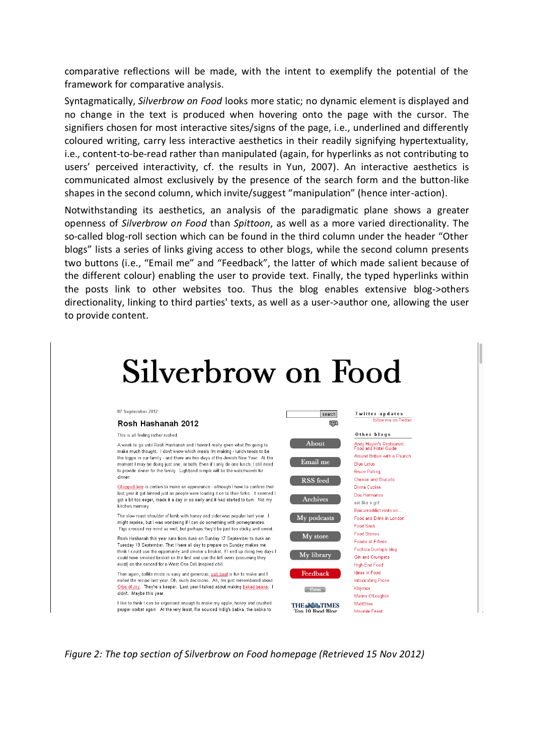comparative reflections will be made, with the intent to exemplify the potential of the framework for comparative analysis.

Syntagmatically, *Silverbrow on Food* looks more static; no dynamic element is displayed and no change in the text is produced when hovering onto the page with the cursor. The signifiers chosen for most interactive sites/signs of the page, i.e., underlined and differently coloured writing, carry less interactive aesthetics in their readily signifying hypertextuality, i.e., content-to-be-read rather than manipulated (again, for hyperlinks as not contributing to users' perceived interactivity, cf. the results in Yun, 2007). An interactive aesthetics is communicated almost exclusively by the presence of the search form and the button-like shapes in the second column, which invite/suggest "manipulation" (hence inter-action).

Notwithstanding its aesthetics, an analysis of the paradigmatic plane shows a greater openness of *Silverbrow on Food* than *Spittoon*, as well as a more varied directionality. The so-called blog-roll section which can be found in the third column under the header "Other blogs" lists a series of links giving access to other blogs, while the second column presents two buttons (i.e., "Email me" and "Feedback", the latter of which made salient because of the different colour) enabling the user to provide text. Finally, the typed hyperlinks within the posts link to other websites too. Thus the blog enables extensive blog->others directionality, linking to third parties' texts, as well as a user->author one, allowing the user to provide content.

*Figure 2: The top section of Silverbrow on Food homepage (Retrieved 15 Nov 2012)*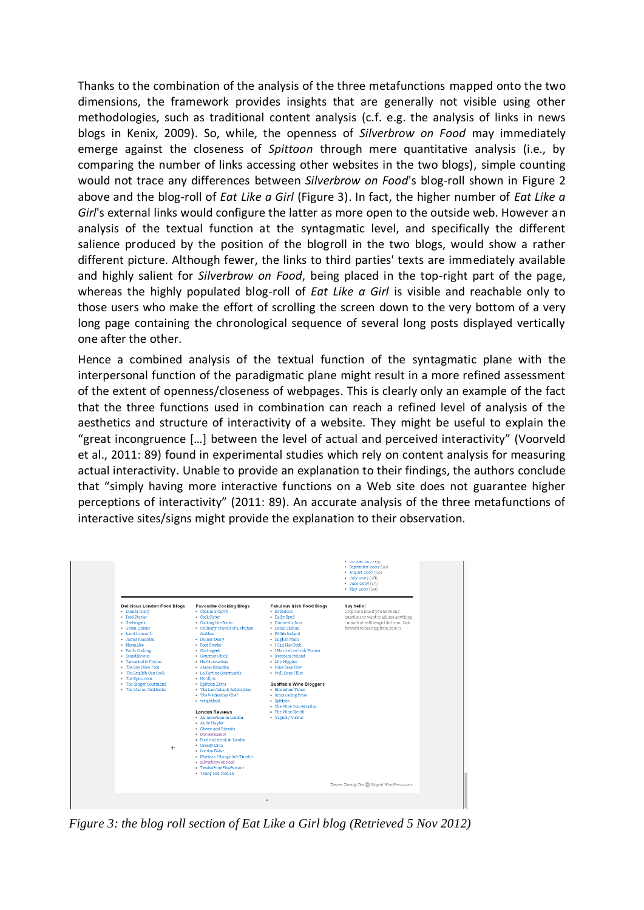Thanks to the combination of the analysis of the three metafunctions mapped onto the two dimensions, the framework provides insights that are generally not visible using other methodologies, such as traditional content analysis (c.f. e.g. the analysis of links in news blogs in Kenix, 2009). So, while, the openness of *Silverbrow on Food* may immediately emerge against the closeness of *Spittoon* through mere quantitative analysis (i.e., by comparing the number of links accessing other websites in the two blogs), simple counting would not trace any differences between *Silverbrow on Food*'s blog-roll shown in Figure 2 above and the blog-roll of *Eat Like a Girl* (Figure 3). In fact, the higher number of *Eat Like a Girl*'s external links would configure the latter as more open to the outside web. However an analysis of the textual function at the syntagmatic level, and specifically the different salience produced by the position of the blogroll in the two blogs, would show a rather different picture. Although fewer, the links to third parties' texts are immediately available and highly salient for *Silverbrow on Food*, being placed in the top-right part of the page, whereas the highly populated blog-roll of *Eat Like a Girl* is visible and reachable only to those users who make the effort of scrolling the screen down to the very bottom of a very long page containing the chronological sequence of several long posts displayed vertically one after the other.

Hence a combined analysis of the textual function of the syntagmatic plane with the interpersonal function of the paradigmatic plane might result in a more refined assessment of the extent of openness/closeness of webpages. This is clearly only an example of the fact that the three functions used in combination can reach a refined level of analysis of the aesthetics and structure of interactivity of a website. They might be useful to explain the "great incongruence […] between the level of actual and perceived interactivity" (Voorveld et al., 2011: 89) found in experimental studies which rely on content analysis for measuring actual interactivity. Unable to provide an explanation to their findings, the authors conclude that "simply having more interactive functions on a Web site does not guarantee higher perceptions of interactivity" (2011: 89). An accurate analysis of the three metafunctions of interactive sites/signs might provide the explanation to their observation.

*Figure 3: the blog roll section of Eat Like a Girl blog (Retrieved 5 Nov 2012)*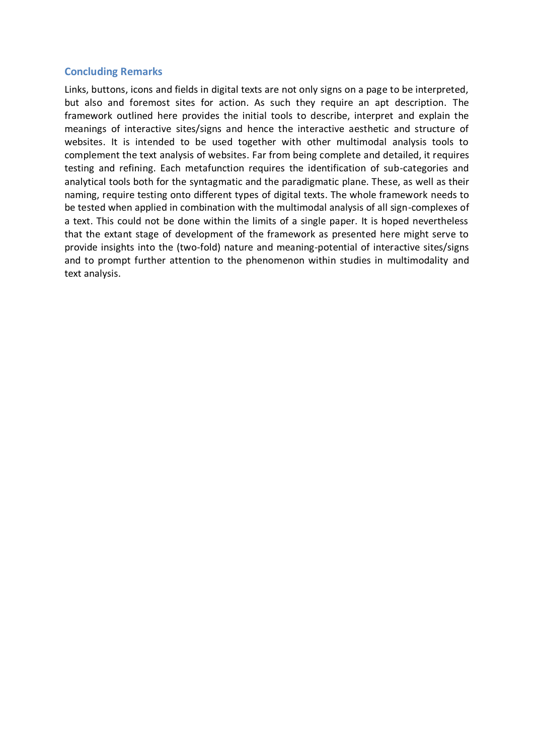## Concluding Remarks

Links, buttons, icons and fields in digital texts are not only signs on a page to be interpreted, but also and foremost sites for action. As such they require an apt description. The framework outlined here provides the initial tools to describe, interpret and explain the meanings of interactive sites/signs and hence the interactive aesthetic and structure of websites. It is intended to be used together with other multimodal analysis tools to complement the text analysis of websites. Far from being complete and detailed, it requires testing and refining. Each metafunction requires the identification of sub-categories and analytical tools both for the syntagmatic and the paradigmatic plane. These, as well as their naming, require testing onto different types of digital texts. The whole framework needs to be tested when applied in combination with the multimodal analysis of all sign-complexes of a text. This could not be done within the limits of a single paper. It is hoped nevertheless that the extant stage of development of the framework as presented here might serve to provide insights into the (two-fold) nature and meaning-potential of interactive sites/signs and to prompt further attention to the phenomenon within studies in multimodality and text analysis.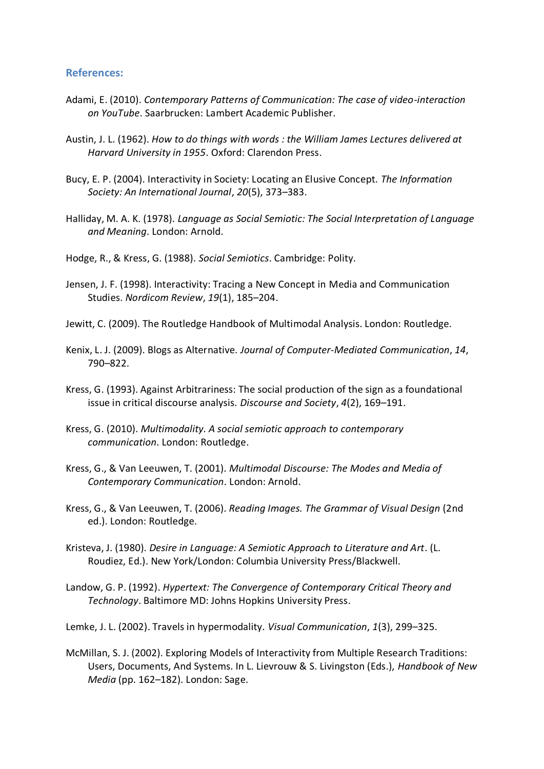## References:

Adami, E. (2010). *Contemporary Patterns of Communication: The case of video-interaction on YouTube*. Saarbrucken: Lambert Academic Publisher.

Austin, J. L. (1962). *How to do things with words : the William James Lectures delivered at Harvard University in 1955*. Oxford: Clarendon Press.

Bucy, E. P. (2004). Interactivity in Society: Locating an Elusive Concept. *The Information Society: An International Journal*, *20*(5), 373–383.

Halliday, M. A. K. (1978). *Language as Social Semiotic: The Social Interpretation of Language and Meaning*. London: Arnold.

Hodge, R., & Kress, G. (1988). *Social Semiotics*. Cambridge: Polity.

Jensen, J. F. (1998). Interactivity: Tracing a New Concept in Media and Communication Studies. *Nordicom Review*, *19*(1), 185–204.

Jewitt, C. (2009). The Routledge Handbook of Multimodal Analysis. London: Routledge.

Kenix, L. J. (2009). Blogs as Alternative. *Journal of Computer-Mediated Communication*, *14*, 790–822.

Kress, G. (1993). Against Arbitrariness: The social production of the sign as a foundational issue in critical discourse analysis. *Discourse and Society*, *4*(2), 169–191.

Kress, G. (2010). *Multimodality. A social semiotic approach to contemporary communication*. London: Routledge.

Kress, G., & Van Leeuwen, T. (2001). *Multimodal Discourse: The Modes and Media of Contemporary Communication*. London: Arnold.

Kress, G., & Van Leeuwen, T. (2006). *Reading Images. The Grammar of Visual Design* (2nd ed.). London: Routledge.

Kristeva, J. (1980). *Desire in Language: A Semiotic Approach to Literature and Art*. (L. Roudiez, Ed.). New York/London: Columbia University Press/Blackwell.

Landow, G. P. (1992). *Hypertext: The Convergence of Contemporary Critical Theory and Technology*. Baltimore MD: Johns Hopkins University Press.

Lemke, J. L. (2002). Travels in hypermodality. *Visual Communication*, *1*(3), 299–325.

McMillan, S. J. (2002). Exploring Models of Interactivity from Multiple Research Traditions: Users, Documents, And Systems. In L. Lievrouw & S. Livingston (Eds.), *Handbook of New Media* (pp. 162–182). London: Sage.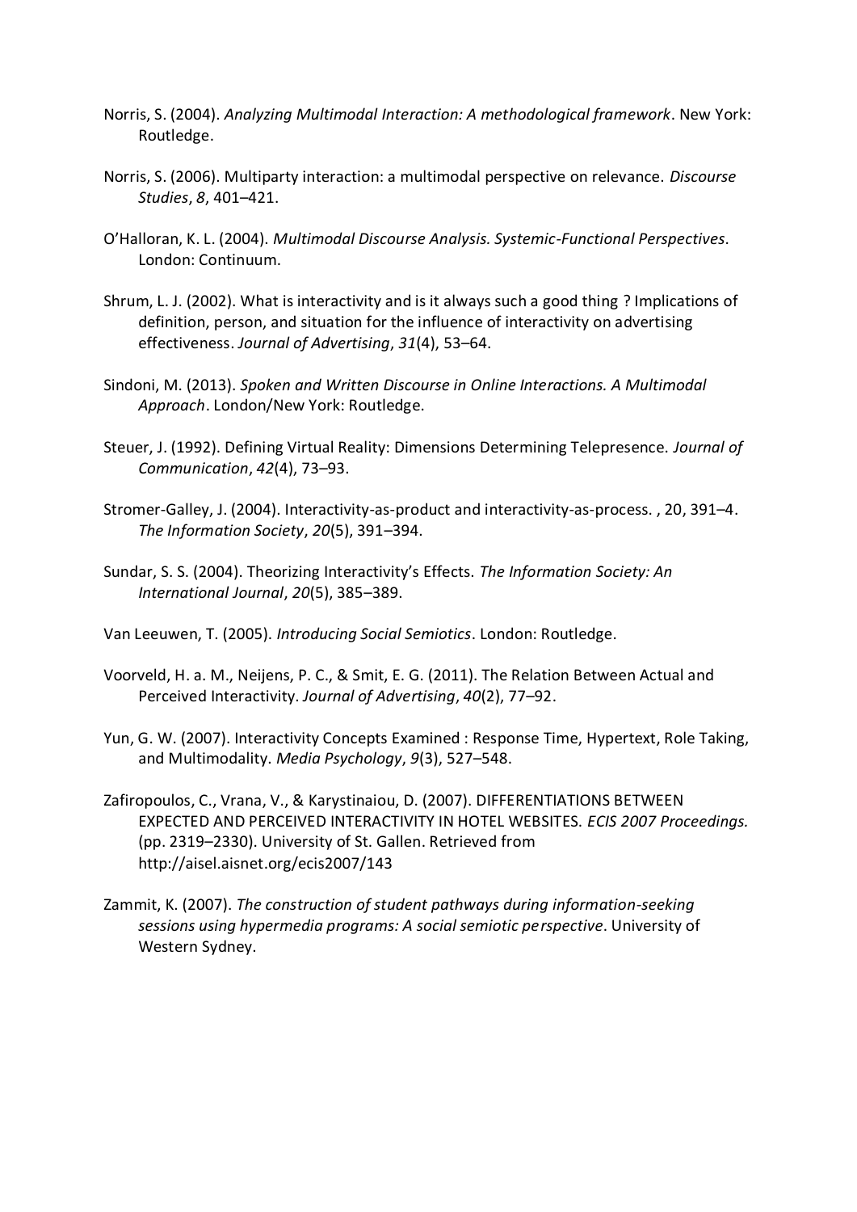Norris, S. (2004). *Analyzing Multimodal Interaction: A methodological framework*. New York: Routledge.

Norris, S. (2006). Multiparty interaction: a multimodal perspective on relevance. *Discourse Studies*, *8*, 401–421.

O'Halloran, K. L. (2004). *Multimodal Discourse Analysis. Systemic-Functional Perspectives*. London: Continuum.

Shrum, L. J. (2002). What is interactivity and is it always such a good thing ? Implications of definition, person, and situation for the influence of interactivity on advertising effectiveness. *Journal of Advertising*, *31*(4), 53–64.

Sindoni, M. (2013). *Spoken and Written Discourse in Online Interactions. A Multimodal Approach*. London/New York: Routledge.

Steuer, J. (1992). Defining Virtual Reality: Dimensions Determining Telepresence. *Journal of Communication*, *42*(4), 73–93.

Stromer-Galley, J. (2004). Interactivity-as-product and interactivity-as-process. , 20, 391–4. *The Information Society*, *20*(5), 391–394.

Sundar, S. S. (2004). Theorizing Interactivity's Effects. *The Information Society: An International Journal*, *20*(5), 385–389.

Van Leeuwen, T. (2005). *Introducing Social Semiotics*. London: Routledge.

Voorveld, H. a. M., Neijens, P. C., & Smit, E. G. (2011). The Relation Between Actual and Perceived Interactivity. *Journal of Advertising*, *40*(2), 77–92.

Yun, G. W. (2007). Interactivity Concepts Examined : Response Time, Hypertext, Role Taking, and Multimodality. *Media Psychology*, *9*(3), 527–548.

Zafiropoulos, C., Vrana, V., & Karystinaiou, D. (2007). DIFFERENTIATIONS BETWEEN EXPECTED AND PERCEIVED INTERACTIVITY IN HOTEL WEBSITES. *ECIS 2007 Proceedings.* (pp. 2319–2330). University of St. Gallen. Retrieved from http://aisel.aisnet.org/ecis2007/143

Zammit, K. (2007). *The construction of student pathways during information-seeking sessions using hypermedia programs: A social semiotic perspective*. University of Western Sydney.